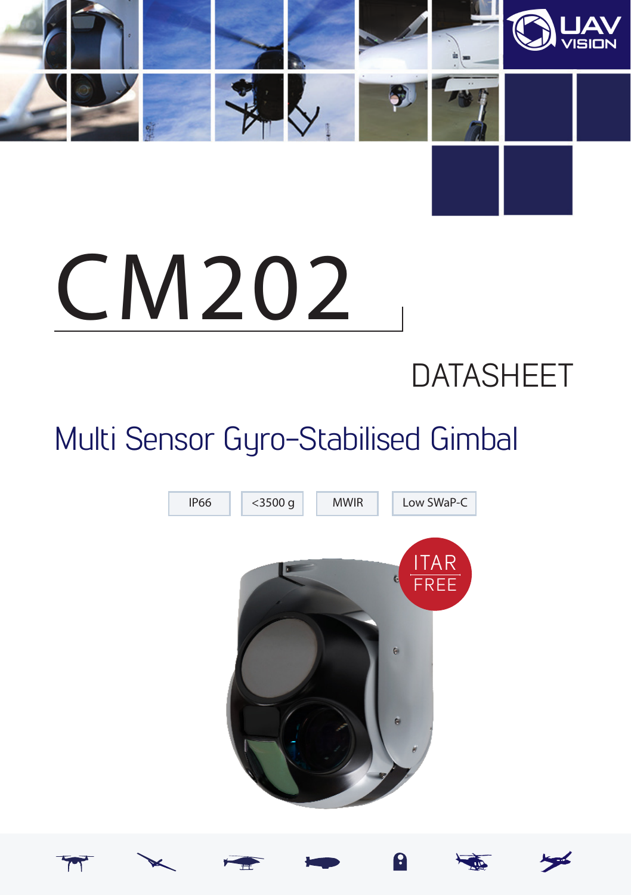UAV VISION

# CM202

DATASHEET

## Multi Sensor Gyro-Stabilised Gimbal

IP66 | <3500 g | MWIR | Low SWaP-C

ITAR FREE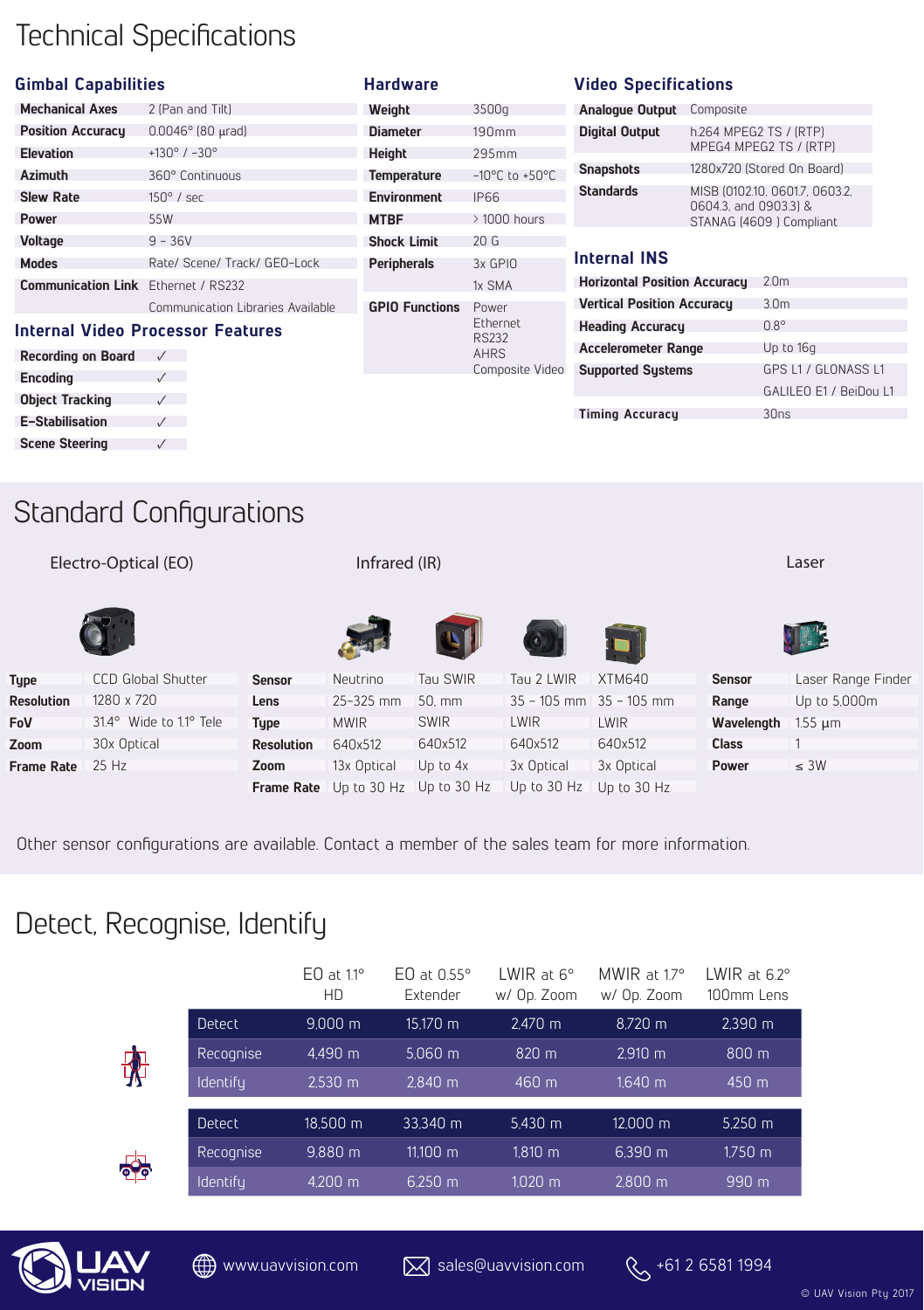# Technical Specifications

## Gimbal Capabilities

| | |
|---|---|
| **Mechanical Axes** | 2 (Pan and Tilt) |
| **Position Accuracy** | 0.0046° (80 µrad) |
| **Elevation** | +130° / -30° |
| **Azimuth** | 360° Continuous |
| **Slew Rate** | 150° / sec |
| **Power** | 55W |
| **Voltage** | 9 – 36V |
| **Modes** | Rate/ Scene/ Track/ GEO-Lock |
| **Communication Link** | Ethernet / RS232 |
| | Communication Libraries Available |

## Internal Video Processor Features

| | |
|---|---|
| **Recording on Board** | ✓ |
| **Encoding** | ✓ |
| **Object Tracking** | ✓ |
| **E-Stabilisation** | ✓ |
| **Scene Steering** | ✓ |

## Hardware

| | |
|---|---|
| **Weight** | 3500g |
| **Diameter** | 190mm |
| **Height** | 295mm |
| **Temperature** | -10°C to +50°C |
| **Environment** | IP66 |
| **MTBF** | > 1000 hours |
| **Shock Limit** | 20 G |
| **Peripherals** | 3x GPIO |
| | 1x SMA |
| **GPIO Functions** | Power<br>Ethernet<br>RS232<br>AHRS<br>Composite Video |

## Video Specifications

| | |
|---|---|
| **Analogue Output** | Composite |
| **Digital Output** | h.264 MPEG2 TS / (RTP)<br>MPEG4 MPEG2 TS / (RTP) |
| **Snapshots** | 1280x720 (Stored On Board) |
| **Standards** | MISB (0102.10, 0601.7, 0603.2, 0604.3, and 0903.3) & STANAG (4609 ) Compliant |

## Internal INS

| | |
|---|---|
| **Horizontal Position Accuracy** | 2.0m |
| **Vertical Position Accuracy** | 3.0m |
| **Heading Accuracy** | 0.8° |
| **Accelerometer Range** | Up to 16g |
| **Supported Systems** | GPS L1 / GLONASS L1 |
| | GALILEO E1 / BeiDou L1 |
| **Timing Accuracy** | 30ns |

# Standard Configurations

### Electro-Optical (EO)

| | |
|---|---|
| **Type** | CCD Global Shutter |
| **Resolution** | 1280 x 720 |
| **FoV** | 31.4° Wide to 1.1° Tele |
| **Zoom** | 30x Optical |
| **Frame Rate** | 25 Hz |

### Infrared (IR)

| **Sensor** | Neutrino | Tau SWIR | Tau 2 LWIR | XTM640 |
|---|---|---|---|---|
| **Lens** | 25-325 mm | 50, mm | 35 – 105 mm | 35 – 105 mm |
| **Type** | MWIR | SWIR | LWIR | LWIR |
| **Resolution** | 640x512 | 640x512 | 640x512 | 640x512 |
| **Zoom** | 13x Optical | Up to 4x | 3x Optical | 3x Optical |
| **Frame Rate** | Up to 30 Hz | Up to 30 Hz | Up to 30 Hz | Up to 30 Hz |

### Laser

| | |
|---|---|
| **Sensor** | Laser Range Finder |
| **Range** | Up to 5,000m |
| **Wavelength** | 1.55 µm |
| **Class** | 1 |
| **Power** | ≤ 3W |

Other sensor configurations are available. Contact a member of the sales team for more information.

# Detect, Recognise, Identify

| | | EO at 1.1° HD | EO at 0.55° Extender | LWIR at 6° w/ Op. Zoom | MWIR at 1.7° w/ Op. Zoom | LWIR at 6.2° 100mm Lens |
|---|---|---|---|---|---|---|
| Person | Detect | 9,000 m | 15,170 m | 2,470 m | 8,720 m | 2,390 m |
| | Recognise | 4,490 m | 5,060 m | 820 m | 2,910 m | 800 m |
| | Identify | 2,530 m | 2,840 m | 460 m | 1,640 m | 450 m |
| Vehicle | Detect | 18,500 m | 33,340 m | 5,430 m | 12,000 m | 5,250 m |
| | Recognise | 9,880 m | 11,100 m | 1,810 m | 6,390 m | 1,750 m |
| | Identify | 4,200 m | 6,250 m | 1,020 m | 2,800 m | 990 m |

UAV VISION

www.uavvision.com | sales@uavvision.com | +61 2 6581 1994

© UAV Vision Pty 2017